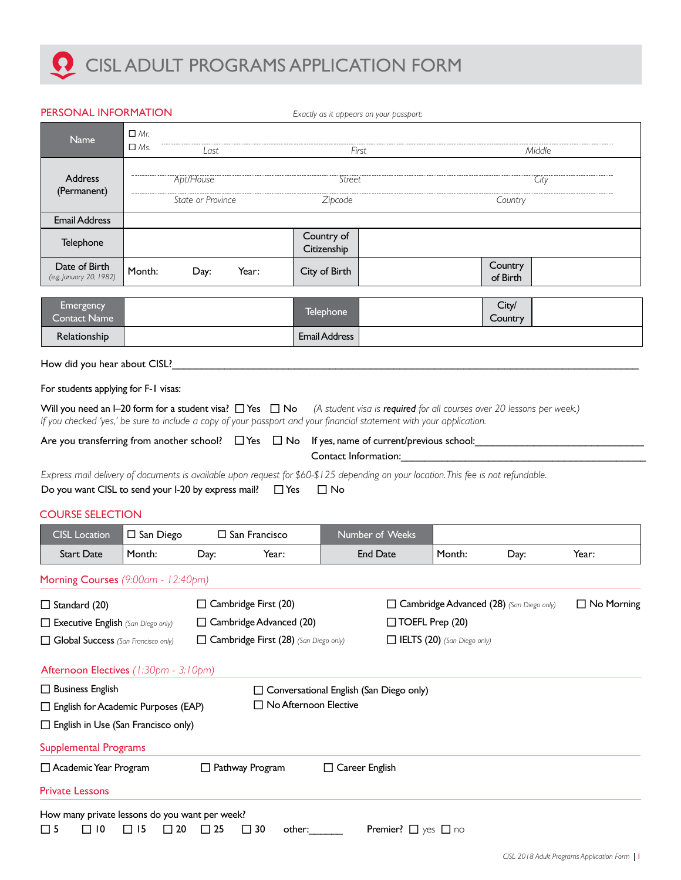# CISL ADULT PROGRAMS APPLICATION FORM

## PERSONAL INFORMATION

*Exactly as it appears on your passport:*

| Name | ☐ Mr. ☐ Ms. | *Last* | *First* | *Middle* |
|---|---|---|---|---|
| Address (Permanent) | *Apt/House* | *Street* | *City* | |
| | *State or Province* | *Zipcode* | *Country* | |
| Email Address | | | | |

| Telephone | | Country of Citizenship | | | |
|---|---|---|---|---|---|
| Date of Birth *(e.g. January 20, 1982)* | Month: Day: Year: | City of Birth | | Country of Birth | |

| Emergency Contact Name | | Telephone | | City/ Country | |
|---|---|---|---|---|---|
| Relationship | | Email Address | | | |

How did you hear about CISL?_______________________________________________

For students applying for F-1 visas:

Will you need an I–20 form for a student visa? ☐ Yes ☐ No *(A student visa is **required** for all courses over 20 lessons per week.)*
*If you checked 'yes,' be sure to include a copy of your passport and your financial statement with your application.*

Are you transferring from another school? ☐ Yes ☐ No If yes, name of current/previous school:_______________________
Contact Information:_______________________

*Express mail delivery of documents is available upon request for $60-$125 depending on your location. This fee is not refundable.*
Do you want CISL to send your I-20 by express mail? ☐ Yes ☐ No

## COURSE SELECTION

| CISL Location | ☐ San Diego ☐ San Francisco | Number of Weeks | |
|---|---|---|---|
| Start Date | Month: Day: Year: | End Date | Month: Day: Year: |

### Morning Courses *(9:00am - 12:40pm)*

☐ Standard (20)
☐ Executive English *(San Diego only)*
☐ Global Success *(San Francisco only)*
☐ Cambridge First (20)
☐ Cambridge Advanced (20)
☐ Cambridge First (28) *(San Diego only)*
☐ Cambridge Advanced (28) *(San Diego only)*
☐ TOEFL Prep (20)
☐ IELTS (20) *(San Diego only)*
☐ No Morning

### Afternoon Electives *(1:30pm - 3:10pm)*

☐ Business English
☐ English for Academic Purposes (EAP)
☐ English in Use (San Francisco only)
☐ Conversational English (San Diego only)
☐ No Afternoon Elective

### Supplemental Programs

☐ Academic Year Program ☐ Pathway Program ☐ Career English

### Private Lessons

How many private lessons do you want per week?
☐ 5 ☐ 10 ☐ 15 ☐ 20 ☐ 25 ☐ 30 other:______ Premier? ☐ yes ☐ no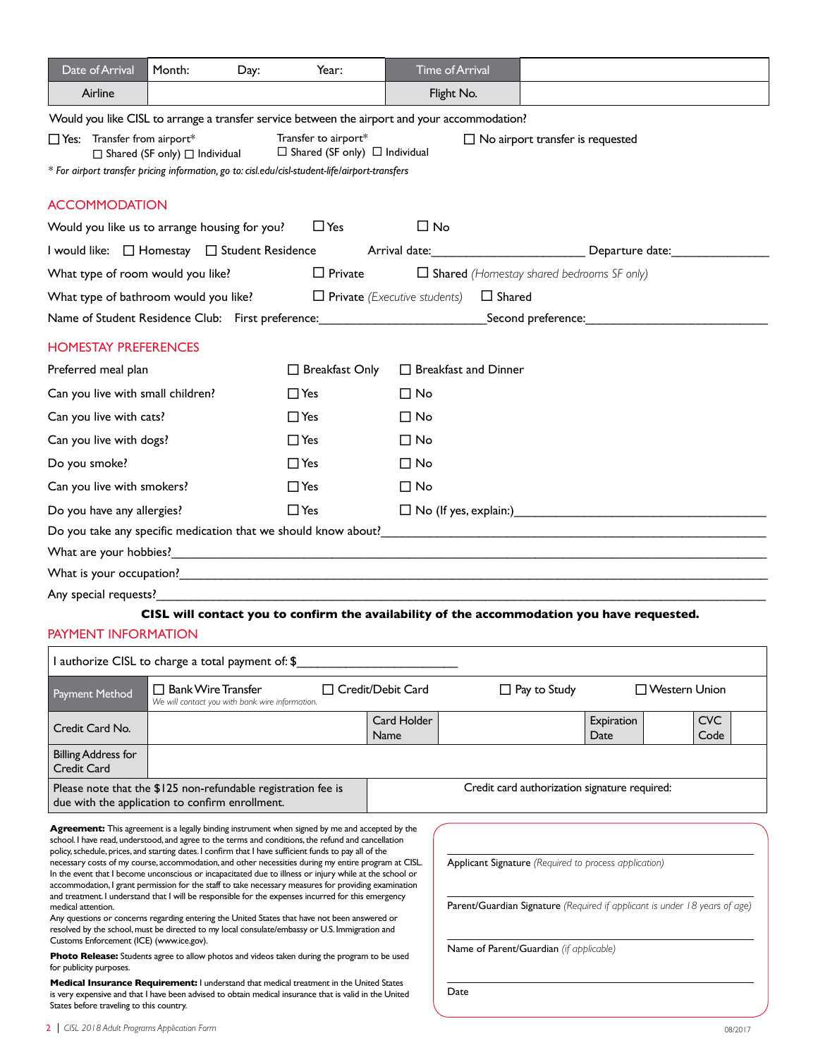| Date of Arrival | Month: Day: Year: | Time of Arrival | |
|---|---|---|---|
| Airline | | Flight No. | |

Would you like CISL to arrange a transfer service between the airport and your accommodation?

☐ Yes: Transfer from airport* ☐ Shared (SF only) ☐ Individual   Transfer to airport* ☐ Shared (SF only) ☐ Individual   ☐ No airport transfer is requested

*\* For airport transfer pricing information, go to: cisl.edu/cisl-student-life/airport-transfers*

## ACCOMMODATION

Would you like us to arrange housing for you? ☐ Yes ☐ No

I would like: ☐ Homestay ☐ Student Residence   Arrival date:______________________ Departure date:______________

What type of room would you like? ☐ Private ☐ Shared *(Homestay shared bedrooms SF only)*

What type of bathroom would you like? ☐ Private *(Executive students)* ☐ Shared

Name of Student Residence Club: First preference:________________________Second preference:___________________________

## HOMESTAY PREFERENCES

Preferred meal plan ☐ Breakfast Only ☐ Breakfast and Dinner

Can you live with small children? ☐ Yes ☐ No

Can you live with cats? ☐ Yes ☐ No

Can you live with dogs? ☐ Yes ☐ No

Do you smoke? ☐ Yes ☐ No

Can you live with smokers? ☐ Yes ☐ No

Do you have any allergies? ☐ Yes ☐ No (If yes, explain:)____________________________________

Do you take any specific medication that we should know about?____________________________________________________

What are your hobbies?_______________________________________________________________________________

What is your occupation?_____________________________________________________________________________

Any special requests?_________________________________________________________________________________

**CISL will contact you to confirm the availability of the accommodation you have requested.**

## PAYMENT INFORMATION

I authorize CISL to charge a total payment of: $_______________________

| Payment Method | ☐ Bank Wire Transfer *We will contact you with bank wire information.* | ☐ Credit/Debit Card | ☐ Pay to Study | ☐ Western Union |
|---|---|---|---|---|

| Credit Card No. | | Card Holder Name | | Expiration Date | | CVC Code | |
|---|---|---|---|---|---|---|---|
| Billing Address for Credit Card | | | | | | | |

| Please note that the $125 non-refundable registration fee is due with the application to confirm enrollment. | Credit card authorization signature required: |
|---|---|

**Agreement:** This agreement is a legally binding instrument when signed by me and accepted by the school. I have read, understood, and agree to the terms and conditions, the refund and cancellation policy, schedule, prices, and starting dates. I confirm that I have sufficient funds to pay all of the necessary costs of my course, accommodation, and other necessities during my entire program at CISL. In the event that I become unconscious or incapacitated due to illness or injury while at the school or accommodation, I grant permission for the staff to take necessary measures for providing examination and treatment. I understand that I will be responsible for the expenses incurred for this emergency medical attention.

Any questions or concerns regarding entering the United States that have not been answered or resolved by the school, must be directed to my local consulate/embassy or U.S. Immigration and Customs Enforcement (ICE) (www.ice.gov).

**Photo Release:** Students agree to allow photos and videos taken during the program to be used for publicity purposes.

**Medical Insurance Requirement:** I understand that medical treatment in the United States is very expensive and that I have been advised to obtain medical insurance that is valid in the United States before traveling to this country.

_______________________________________________
Applicant Signature *(Required to process application)*

_______________________________________________
Parent/Guardian Signature *(Required if applicant is under 18 years of age)*

_______________________________________________
Name of Parent/Guardian *(if applicable)*

_______________________________________________
Date